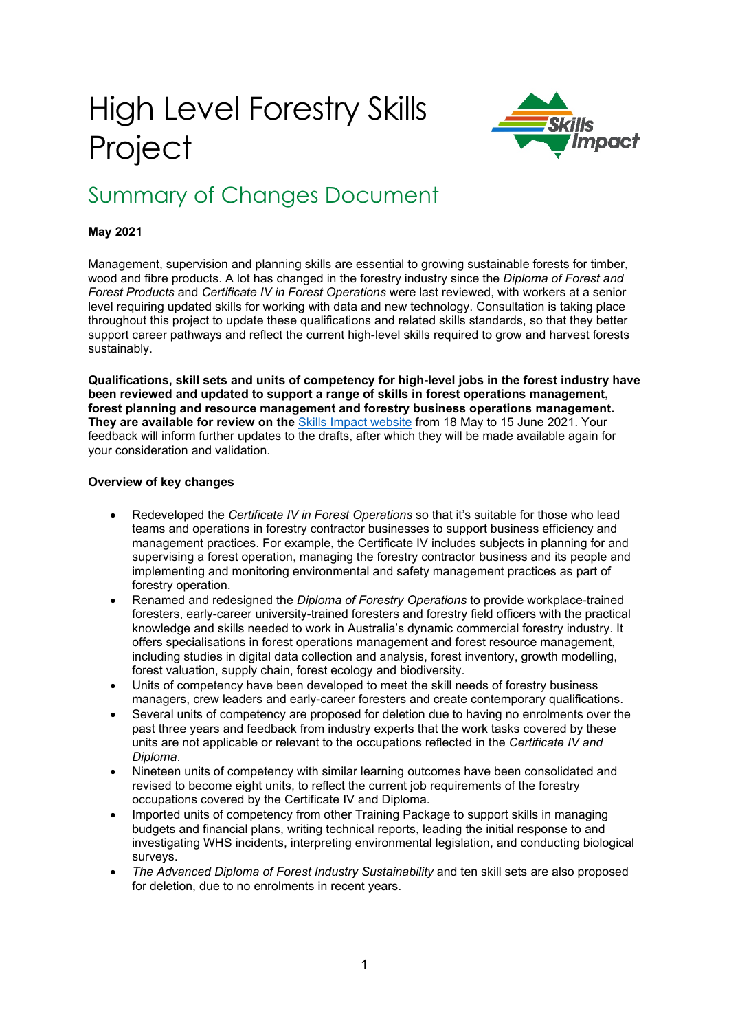# High Level Forestry Skills Project

## Summary of Changes Document

**May 2021**

Management, supervision and planning skills are essential to growing sustainable forests for timber, wood and fibre products. A lot has changed in the forestry industry since the *Diploma of Forest and Forest Products* and *Certificate IV in Forest Operations* were last reviewed, with workers at a senior level requiring updated skills for working with data and new technology. Consultation is taking place throughout this project to update these qualifications and related skills standards, so that they better support career pathways and reflect the current high-level skills required to grow and harvest forests sustainably.

**Qualifications, skill sets and units of competency for high-level jobs in the forest industry have been reviewed and updated to support a range of skills in forest operations management, forest planning and resource management and forestry business operations management. They are available for review on the** Skills Impact website from 18 May to 15 June 2021. Your feedback will inform further updates to the drafts, after which they will be made available again for your consideration and validation.

**Overview of key changes**

- Redeveloped the *Certificate IV in Forest Operations* so that it's suitable for those who lead teams and operations in forestry contractor businesses to support business efficiency and management practices. For example, the Certificate IV includes subjects in planning for and supervising a forest operation, managing the forestry contractor business and its people and implementing and monitoring environmental and safety management practices as part of forestry operation.
- Renamed and redesigned the *Diploma of Forestry Operations* to provide workplace-trained foresters, early-career university-trained foresters and forestry field officers with the practical knowledge and skills needed to work in Australia's dynamic commercial forestry industry. It offers specialisations in forest operations management and forest resource management, including studies in digital data collection and analysis, forest inventory, growth modelling, forest valuation, supply chain, forest ecology and biodiversity.
- Units of competency have been developed to meet the skill needs of forestry business managers, crew leaders and early-career foresters and create contemporary qualifications.
- Several units of competency are proposed for deletion due to having no enrolments over the past three years and feedback from industry experts that the work tasks covered by these units are not applicable or relevant to the occupations reflected in the *Certificate IV and Diploma*.
- Nineteen units of competency with similar learning outcomes have been consolidated and revised to become eight units, to reflect the current job requirements of the forestry occupations covered by the Certificate IV and Diploma.
- Imported units of competency from other Training Package to support skills in managing budgets and financial plans, writing technical reports, leading the initial response to and investigating WHS incidents, interpreting environmental legislation, and conducting biological surveys.
- *The Advanced Diploma of Forest Industry Sustainability* and ten skill sets are also proposed for deletion, due to no enrolments in recent years.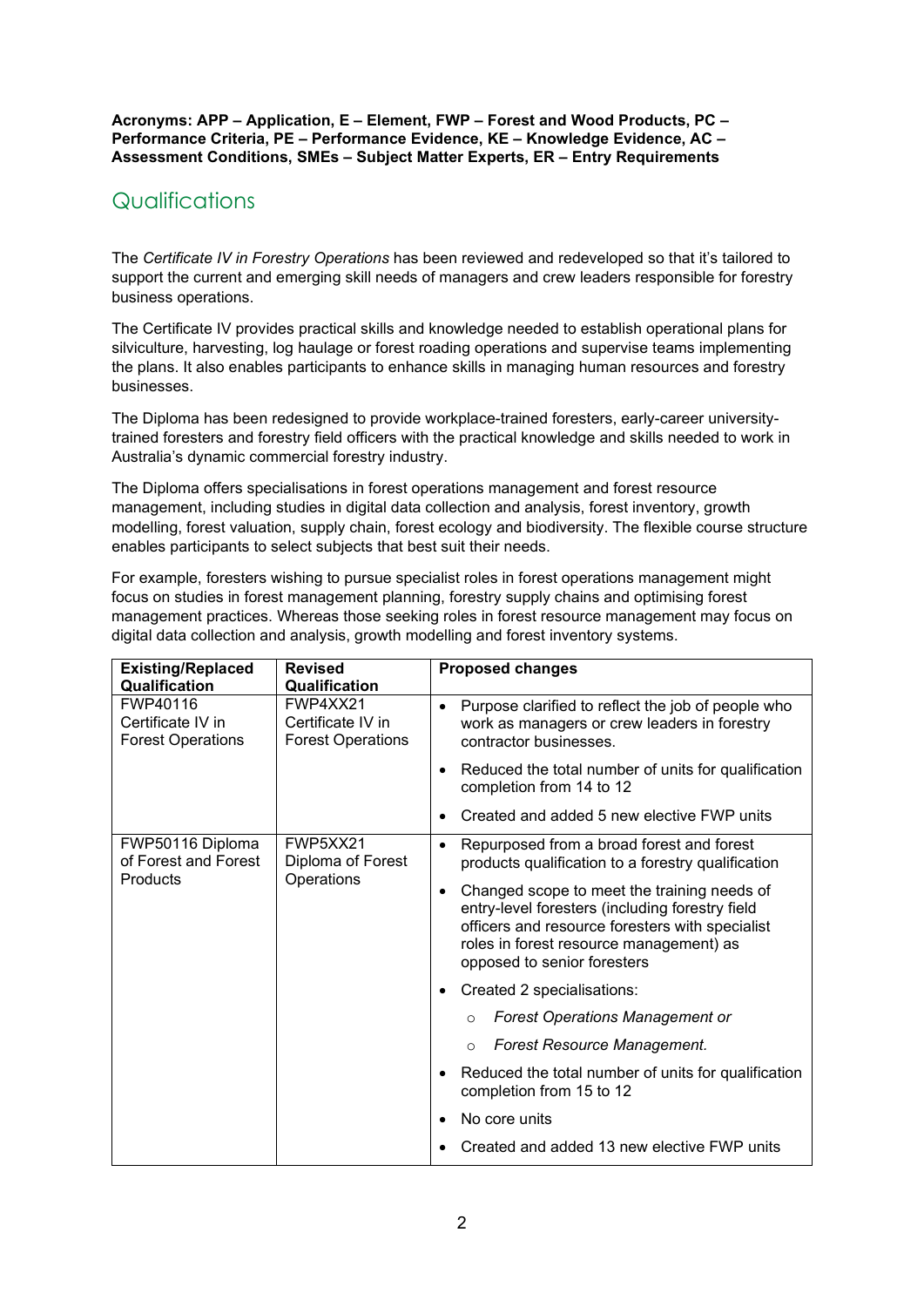**Acronyms: APP – Application, E – Element, FWP – Forest and Wood Products, PC – Performance Criteria, PE – Performance Evidence, KE – Knowledge Evidence, AC – Assessment Conditions, SMEs – Subject Matter Experts, ER – Entry Requirements**

## Qualifications

The *Certificate IV in Forestry Operations* has been reviewed and redeveloped so that it's tailored to support the current and emerging skill needs of managers and crew leaders responsible for forestry business operations.

The Certificate IV provides practical skills and knowledge needed to establish operational plans for silviculture, harvesting, log haulage or forest roading operations and supervise teams implementing the plans. It also enables participants to enhance skills in managing human resources and forestry businesses.

The Diploma has been redesigned to provide workplace-trained foresters, early-career university-trained foresters and forestry field officers with the practical knowledge and skills needed to work in Australia's dynamic commercial forestry industry.

The Diploma offers specialisations in forest operations management and forest resource management, including studies in digital data collection and analysis, forest inventory, growth modelling, forest valuation, supply chain, forest ecology and biodiversity. The flexible course structure enables participants to select subjects that best suit their needs.

For example, foresters wishing to pursue specialist roles in forest operations management might focus on studies in forest management planning, forestry supply chains and optimising forest management practices. Whereas those seeking roles in forest resource management may focus on digital data collection and analysis, growth modelling and forest inventory systems.

| **Existing/Replaced Qualification** | **Revised Qualification** | **Proposed changes** |
|---|---|---|
| FWP40116 Certificate IV in Forest Operations | FWP4XX21 Certificate IV in Forest Operations | • Purpose clarified to reflect the job of people who work as managers or crew leaders in forestry contractor businesses.<br>• Reduced the total number of units for qualification completion from 14 to 12<br>• Created and added 5 new elective FWP units |
| FWP50116 Diploma of Forest and Forest Products | FWP5XX21 Diploma of Forest Operations | • Repurposed from a broad forest and forest products qualification to a forestry qualification<br>• Changed scope to meet the training needs of entry-level foresters (including forestry field officers and resource foresters with specialist roles in forest resource management) as opposed to senior foresters<br>• Created 2 specialisations:<br>  ○ *Forest Operations Management or*<br>  ○ *Forest Resource Management.*<br>• Reduced the total number of units for qualification completion from 15 to 12<br>• No core units<br>• Created and added 13 new elective FWP units |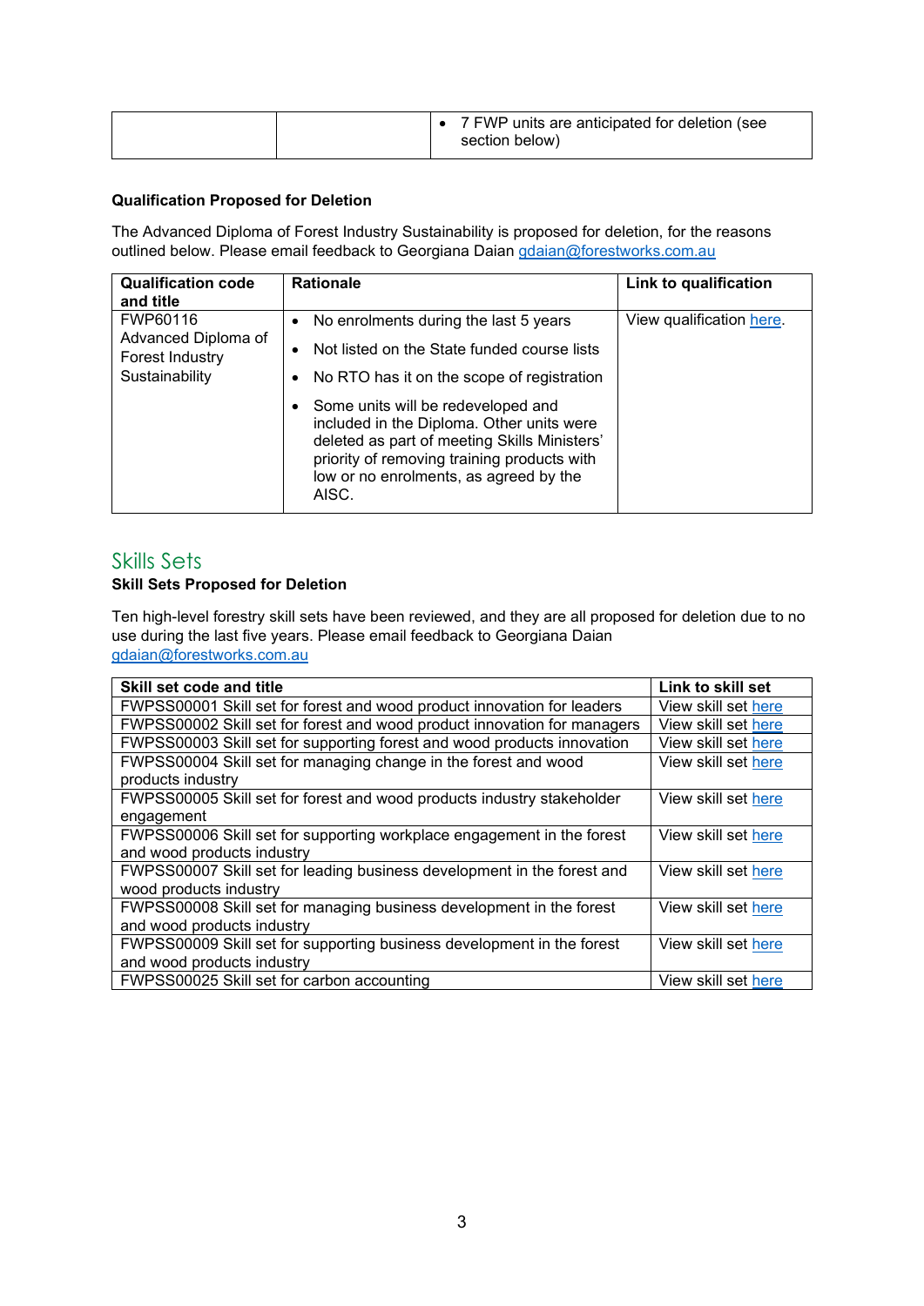| | | • 7 FWP units are anticipated for deletion (see section below) |
|---|---|---|

**Qualification Proposed for Deletion**

The Advanced Diploma of Forest Industry Sustainability is proposed for deletion, for the reasons outlined below. Please email feedback to Georgiana Daian gdaian@forestworks.com.au

| Qualification code and title | Rationale | Link to qualification |
|---|---|---|
| FWP60116 Advanced Diploma of Forest Industry Sustainability | • No enrolments during the last 5 years<br>• Not listed on the State funded course lists<br>• No RTO has it on the scope of registration<br>• Some units will be redeveloped and included in the Diploma. Other units were deleted as part of meeting Skills Ministers' priority of removing training products with low or no enrolments, as agreed by the AISC. | View qualification here. |

## Skills Sets

**Skill Sets Proposed for Deletion**

Ten high-level forestry skill sets have been reviewed, and they are all proposed for deletion due to no use during the last five years. Please email feedback to Georgiana Daian gdaian@forestworks.com.au

| Skill set code and title | Link to skill set |
|---|---|
| FWPSS00001 Skill set for forest and wood product innovation for leaders | View skill set here |
| FWPSS00002 Skill set for forest and wood product innovation for managers | View skill set here |
| FWPSS00003 Skill set for supporting forest and wood products innovation | View skill set here |
| FWPSS00004 Skill set for managing change in the forest and wood products industry | View skill set here |
| FWPSS00005 Skill set for forest and wood products industry stakeholder engagement | View skill set here |
| FWPSS00006 Skill set for supporting workplace engagement in the forest and wood products industry | View skill set here |
| FWPSS00007 Skill set for leading business development in the forest and wood products industry | View skill set here |
| FWPSS00008 Skill set for managing business development in the forest and wood products industry | View skill set here |
| FWPSS00009 Skill set for supporting business development in the forest and wood products industry | View skill set here |
| FWPSS00025 Skill set for carbon accounting | View skill set here |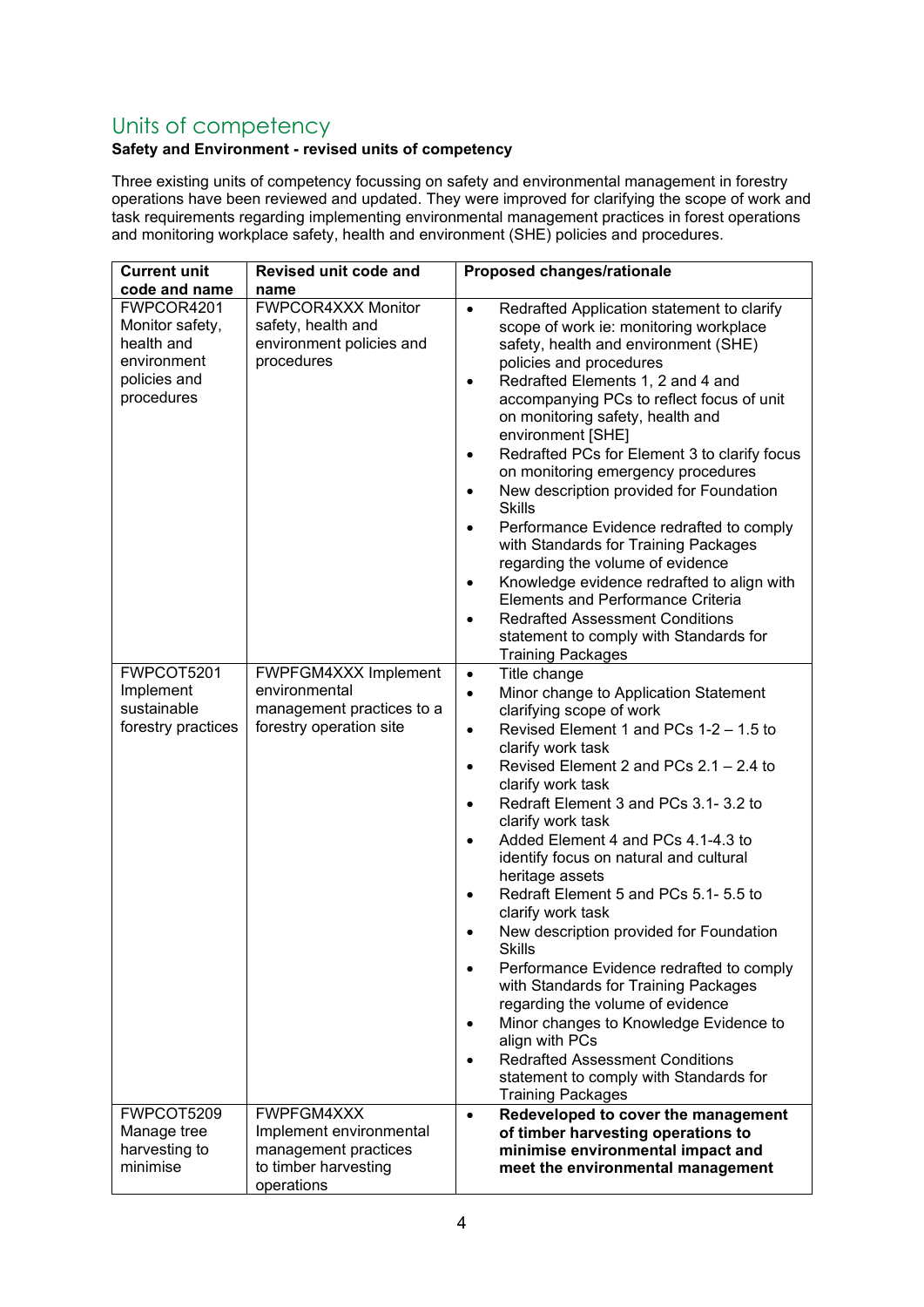## Units of competency

**Safety and Environment - revised units of competency**

Three existing units of competency focussing on safety and environmental management in forestry operations have been reviewed and updated. They were improved for clarifying the scope of work and task requirements regarding implementing environmental management practices in forest operations and monitoring workplace safety, health and environment (SHE) policies and procedures.

| Current unit code and name | Revised unit code and name | Proposed changes/rationale |
|---|---|---|
| FWPCOR4201 Monitor safety, health and environment policies and procedures | FWPCOR4XXX Monitor safety, health and environment policies and procedures | • Redrafted Application statement to clarify scope of work ie: monitoring workplace safety, health and environment (SHE) policies and procedures<br>• Redrafted Elements 1, 2 and 4 and accompanying PCs to reflect focus of unit on monitoring safety, health and environment [SHE]<br>• Redrafted PCs for Element 3 to clarify focus on monitoring emergency procedures<br>• New description provided for Foundation Skills<br>• Performance Evidence redrafted to comply with Standards for Training Packages regarding the volume of evidence<br>• Knowledge evidence redrafted to align with Elements and Performance Criteria<br>• Redrafted Assessment Conditions statement to comply with Standards for Training Packages |
| FWPCOT5201 Implement sustainable forestry practices | FWPFGM4XXX Implement environmental management practices to a forestry operation site | • Title change<br>• Minor change to Application Statement clarifying scope of work<br>• Revised Element 1 and PCs 1-2 – 1.5 to clarify work task<br>• Revised Element 2 and PCs 2.1 – 2.4 to clarify work task<br>• Redraft Element 3 and PCs 3.1- 3.2 to clarify work task<br>• Added Element 4 and PCs 4.1-4.3 to identify focus on natural and cultural heritage assets<br>• Redraft Element 5 and PCs 5.1- 5.5 to clarify work task<br>• New description provided for Foundation Skills<br>• Performance Evidence redrafted to comply with Standards for Training Packages regarding the volume of evidence<br>• Minor changes to Knowledge Evidence to align with PCs<br>• Redrafted Assessment Conditions statement to comply with Standards for Training Packages |
| FWPCOT5209 Manage tree harvesting to minimise | FWPFGM4XXX Implement environmental management practices to timber harvesting operations | • **Redeveloped to cover the management of timber harvesting operations to minimise environmental impact and meet the environmental management** |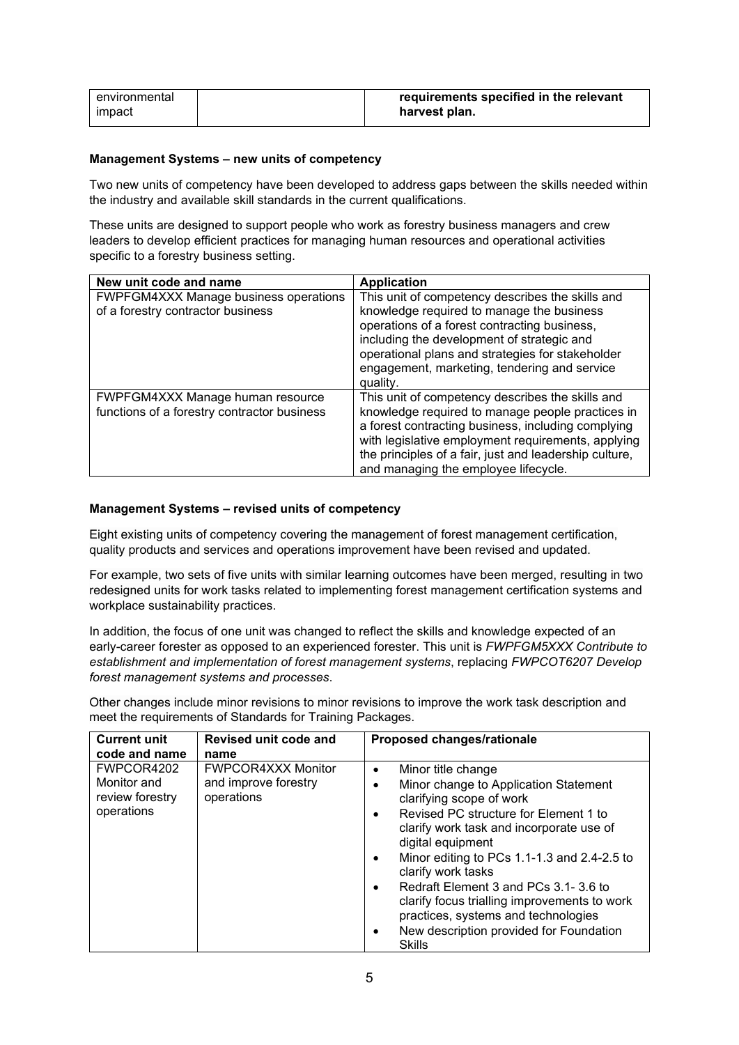| environmental impact | | **requirements specified in the relevant harvest plan.** |
|---|---|---|

**Management Systems – new units of competency**

Two new units of competency have been developed to address gaps between the skills needed within the industry and available skill standards in the current qualifications.

These units are designed to support people who work as forestry business managers and crew leaders to develop efficient practices for managing human resources and operational activities specific to a forestry business setting.

| New unit code and name | Application |
|---|---|
| FWPFGM4XXX Manage business operations of a forestry contractor business | This unit of competency describes the skills and knowledge required to manage the business operations of a forest contracting business, including the development of strategic and operational plans and strategies for stakeholder engagement, marketing, tendering and service quality. |
| FWPFGM4XXX Manage human resource functions of a forestry contractor business | This unit of competency describes the skills and knowledge required to manage people practices in a forest contracting business, including complying with legislative employment requirements, applying the principles of a fair, just and leadership culture, and managing the employee lifecycle. |

**Management Systems – revised units of competency**

Eight existing units of competency covering the management of forest management certification, quality products and services and operations improvement have been revised and updated.

For example, two sets of five units with similar learning outcomes have been merged, resulting in two redesigned units for work tasks related to implementing forest management certification systems and workplace sustainability practices.

In addition, the focus of one unit was changed to reflect the skills and knowledge expected of an early-career forester as opposed to an experienced forester. This unit is *FWPFGM5XXX Contribute to establishment and implementation of forest management systems*, replacing *FWPCOT6207 Develop forest management systems and processes*.

Other changes include minor revisions to minor revisions to improve the work task description and meet the requirements of Standards for Training Packages.

| Current unit code and name | Revised unit code and name | Proposed changes/rationale |
|---|---|---|
| FWPCOR4202 Monitor and review forestry operations | FWPCOR4XXX Monitor and improve forestry operations | • Minor title change<br>• Minor change to Application Statement clarifying scope of work<br>• Revised PC structure for Element 1 to clarify work task and incorporate use of digital equipment<br>• Minor editing to PCs 1.1-1.3 and 2.4-2.5 to clarify work tasks<br>• Redraft Element 3 and PCs 3.1- 3.6 to clarify focus trialling improvements to work practices, systems and technologies<br>• New description provided for Foundation Skills |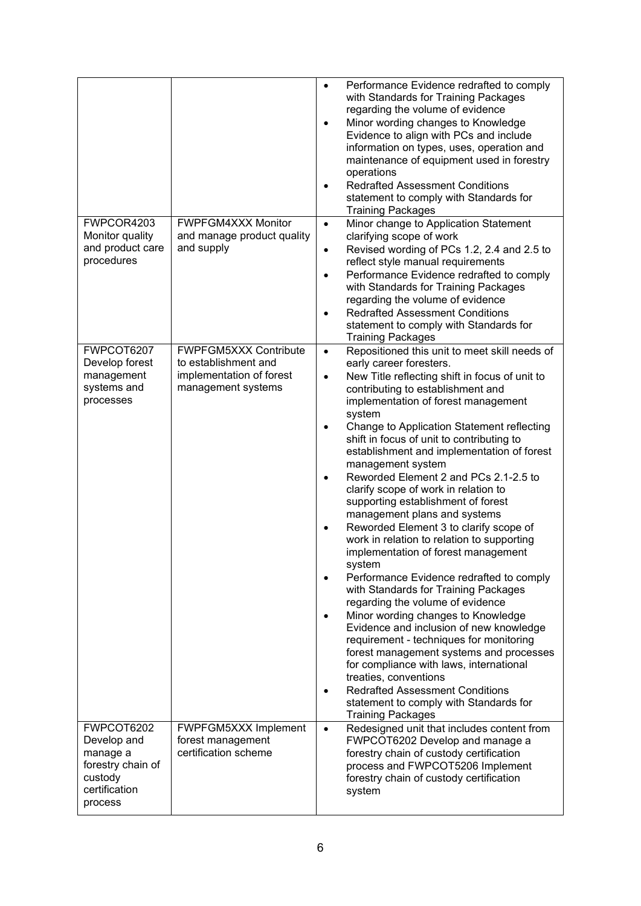| | | |
|---|---|---|
| | | • Performance Evidence redrafted to comply with Standards for Training Packages regarding the volume of evidence<br>• Minor wording changes to Knowledge Evidence to align with PCs and include information on types, uses, operation and maintenance of equipment used in forestry operations<br>• Redrafted Assessment Conditions statement to comply with Standards for Training Packages |
| FWPCOR4203 Monitor quality and product care procedures | FWPFGM4XXX Monitor and manage product quality and supply | • Minor change to Application Statement clarifying scope of work<br>• Revised wording of PCs 1.2, 2.4 and 2.5 to reflect style manual requirements<br>• Performance Evidence redrafted to comply with Standards for Training Packages regarding the volume of evidence<br>• Redrafted Assessment Conditions statement to comply with Standards for Training Packages |
| FWPCOT6207 Develop forest management systems and processes | FWPFGM5XXX Contribute to establishment and implementation of forest management systems | • Repositioned this unit to meet skill needs of early career foresters.<br>• New Title reflecting shift in focus of unit to contributing to establishment and implementation of forest management system<br>• Change to Application Statement reflecting shift in focus of unit to contributing to establishment and implementation of forest management system<br>• Reworded Element 2 and PCs 2.1-2.5 to clarify scope of work in relation to supporting establishment of forest management plans and systems<br>• Reworded Element 3 to clarify scope of work in relation to relation to supporting implementation of forest management system<br>• Performance Evidence redrafted to comply with Standards for Training Packages regarding the volume of evidence<br>• Minor wording changes to Knowledge Evidence and inclusion of new knowledge requirement - techniques for monitoring forest management systems and processes for compliance with laws, international treaties, conventions<br>• Redrafted Assessment Conditions statement to comply with Standards for Training Packages |
| FWPCOT6202 Develop and manage a forestry chain of custody certification process | FWPFGM5XXX Implement forest management certification scheme | • Redesigned unit that includes content from FWPCOT6202 Develop and manage a forestry chain of custody certification process and FWPCOT5206 Implement forestry chain of custody certification system |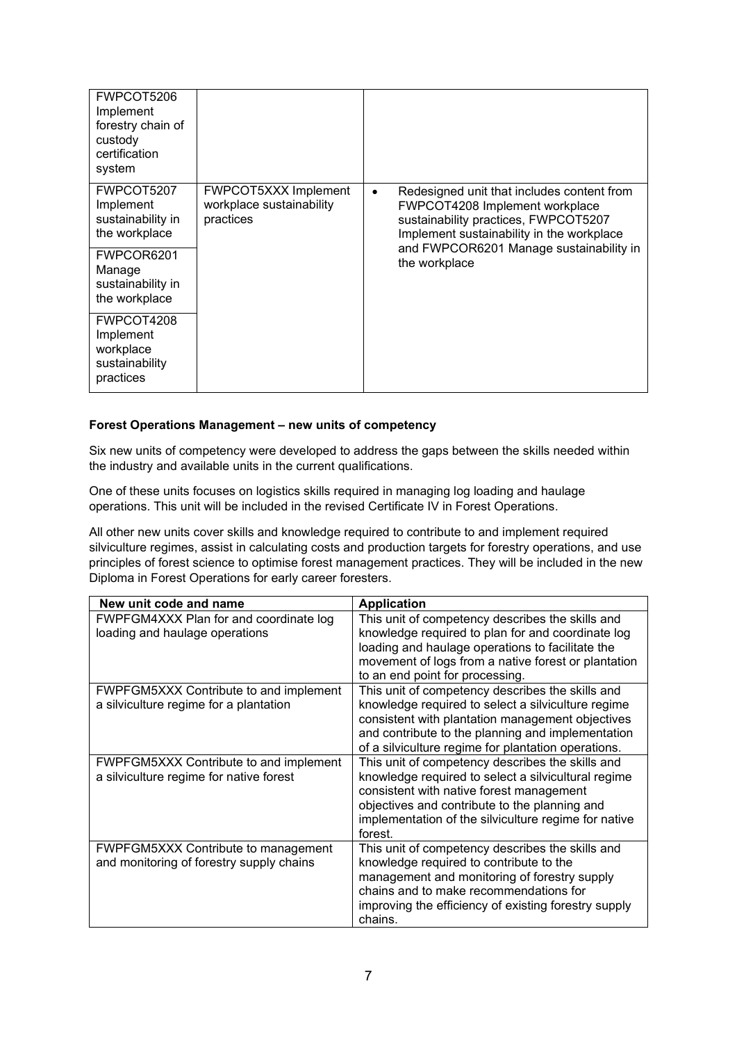| | | |
|---|---|---|
| FWPCOT5206 Implement forestry chain of custody certification system | | |
| FWPCOT5207 Implement sustainability in the workplace | FWPCOT5XXX Implement workplace sustainability practices | • Redesigned unit that includes content from FWPCOT4208 Implement workplace sustainability practices, FWPCOT5207 Implement sustainability in the workplace and FWPCOR6201 Manage sustainability in the workplace |
| FWPCOR6201 Manage sustainability in the workplace | | |
| FWPCOT4208 Implement workplace sustainability practices | | |

**Forest Operations Management – new units of competency**

Six new units of competency were developed to address the gaps between the skills needed within the industry and available units in the current qualifications.

One of these units focuses on logistics skills required in managing log loading and haulage operations. This unit will be included in the revised Certificate IV in Forest Operations.

All other new units cover skills and knowledge required to contribute to and implement required silviculture regimes, assist in calculating costs and production targets for forestry operations, and use principles of forest science to optimise forest management practices. They will be included in the new Diploma in Forest Operations for early career foresters.

| New unit code and name | Application |
|---|---|
| FWPFGM4XXX Plan for and coordinate log loading and haulage operations | This unit of competency describes the skills and knowledge required to plan for and coordinate log loading and haulage operations to facilitate the movement of logs from a native forest or plantation to an end point for processing. |
| FWPFGM5XXX Contribute to and implement a silviculture regime for a plantation | This unit of competency describes the skills and knowledge required to select a silviculture regime consistent with plantation management objectives and contribute to the planning and implementation of a silviculture regime for plantation operations. |
| FWPFGM5XXX Contribute to and implement a silviculture regime for native forest | This unit of competency describes the skills and knowledge required to select a silvicultural regime consistent with native forest management objectives and contribute to the planning and implementation of the silviculture regime for native forest. |
| FWPFGM5XXX Contribute to management and monitoring of forestry supply chains | This unit of competency describes the skills and knowledge required to contribute to the management and monitoring of forestry supply chains and to make recommendations for improving the efficiency of existing forestry supply chains. |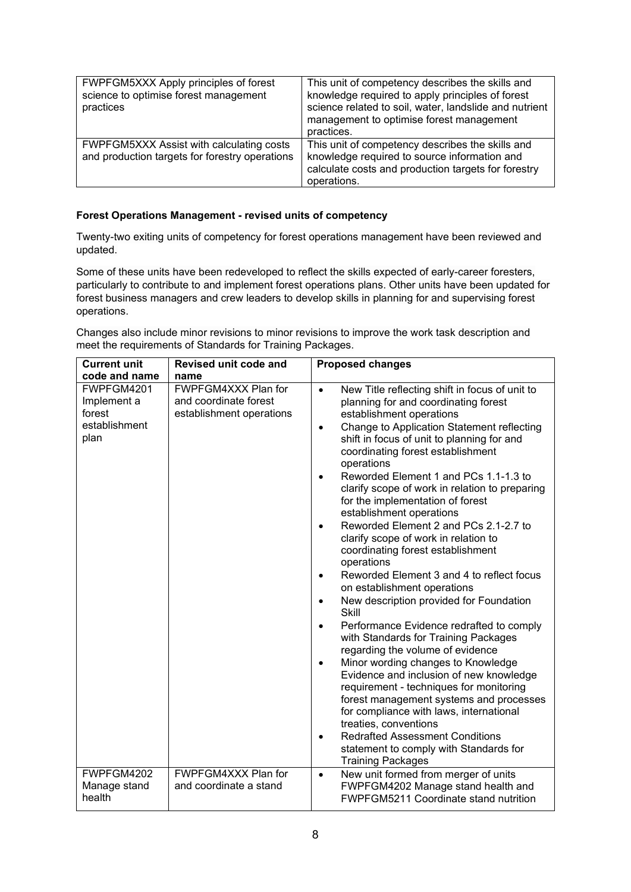| FWPFGM5XXX Apply principles of forest science to optimise forest management practices | This unit of competency describes the skills and knowledge required to apply principles of forest science related to soil, water, landslide and nutrient management to optimise forest management practices. |
|---|---|
| FWPFGM5XXX Assist with calculating costs and production targets for forestry operations | This unit of competency describes the skills and knowledge required to source information and calculate costs and production targets for forestry operations. |

**Forest Operations Management - revised units of competency**

Twenty-two exiting units of competency for forest operations management have been reviewed and updated.

Some of these units have been redeveloped to reflect the skills expected of early-career foresters, particularly to contribute to and implement forest operations plans. Other units have been updated for forest business managers and crew leaders to develop skills in planning for and supervising forest operations.

Changes also include minor revisions to minor revisions to improve the work task description and meet the requirements of Standards for Training Packages.

| Current unit code and name | Revised unit code and name | Proposed changes |
|---|---|---|
| FWPFGM4201 Implement a forest establishment plan | FWPFGM4XXX Plan for and coordinate forest establishment operations | <ul><li>New Title reflecting shift in focus of unit to planning for and coordinating forest establishment operations</li><li>Change to Application Statement reflecting shift in focus of unit to planning for and coordinating forest establishment operations</li><li>Reworded Element 1 and PCs 1.1-1.3 to clarify scope of work in relation to preparing for the implementation of forest establishment operations</li><li>Reworded Element 2 and PCs 2.1-2.7 to clarify scope of work in relation to coordinating forest establishment operations</li><li>Reworded Element 3 and 4 to reflect focus on establishment operations</li><li>New description provided for Foundation Skill</li><li>Performance Evidence redrafted to comply with Standards for Training Packages regarding the volume of evidence</li><li>Minor wording changes to Knowledge Evidence and inclusion of new knowledge requirement - techniques for monitoring forest management systems and processes for compliance with laws, international treaties, conventions</li><li>Redrafted Assessment Conditions statement to comply with Standards for Training Packages</li></ul> |
| FWPFGM4202 Manage stand health | FWPFGM4XXX Plan for and coordinate a stand | <ul><li>New unit formed from merger of units FWPFGM4202 Manage stand health and FWPFGM5211 Coordinate stand nutrition</li></ul> |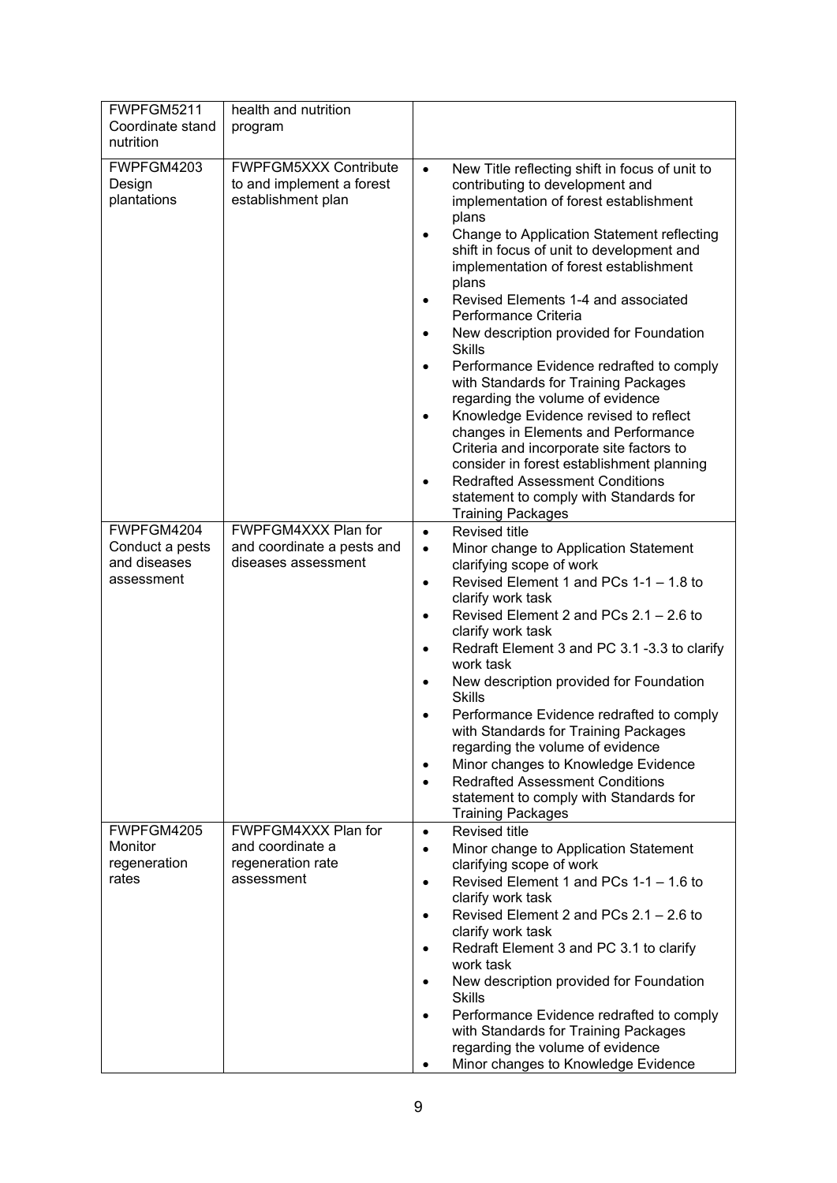| | | |
|---|---|---|
| FWPFGM5211 Coordinate stand nutrition | health and nutrition program | |
| FWPFGM4203 Design plantations | FWPFGM5XXX Contribute to and implement a forest establishment plan | • New Title reflecting shift in focus of unit to contributing to development and implementation of forest establishment plans<br>• Change to Application Statement reflecting shift in focus of unit to development and implementation of forest establishment plans<br>• Revised Elements 1-4 and associated Performance Criteria<br>• New description provided for Foundation Skills<br>• Performance Evidence redrafted to comply with Standards for Training Packages regarding the volume of evidence<br>• Knowledge Evidence revised to reflect changes in Elements and Performance Criteria and incorporate site factors to consider in forest establishment planning<br>• Redrafted Assessment Conditions statement to comply with Standards for Training Packages |
| FWPFGM4204 Conduct a pests and diseases assessment | FWPFGM4XXX Plan for and coordinate a pests and diseases assessment | • Revised title<br>• Minor change to Application Statement clarifying scope of work<br>• Revised Element 1 and PCs 1-1 – 1.8 to clarify work task<br>• Revised Element 2 and PCs 2.1 – 2.6 to clarify work task<br>• Redraft Element 3 and PC 3.1 -3.3 to clarify work task<br>• New description provided for Foundation Skills<br>• Performance Evidence redrafted to comply with Standards for Training Packages regarding the volume of evidence<br>• Minor changes to Knowledge Evidence<br>• Redrafted Assessment Conditions statement to comply with Standards for Training Packages |
| FWPFGM4205 Monitor regeneration rates | FWPFGM4XXX Plan for and coordinate a regeneration rate assessment | • Revised title<br>• Minor change to Application Statement clarifying scope of work<br>• Revised Element 1 and PCs 1-1 – 1.6 to clarify work task<br>• Revised Element 2 and PCs 2.1 – 2.6 to clarify work task<br>• Redraft Element 3 and PC 3.1 to clarify work task<br>• New description provided for Foundation Skills<br>• Performance Evidence redrafted to comply with Standards for Training Packages regarding the volume of evidence<br>• Minor changes to Knowledge Evidence |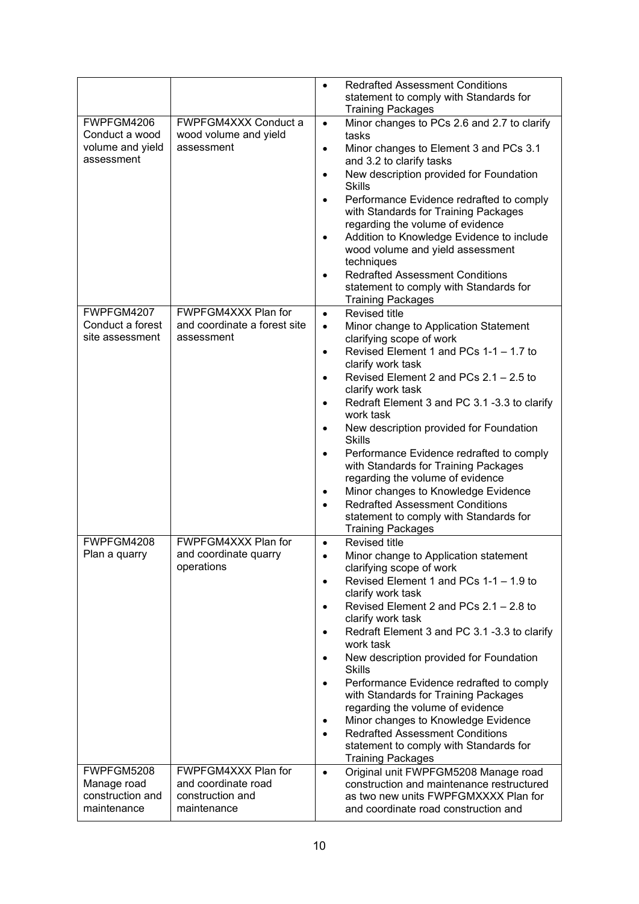| | | |
|---|---|---|
| | | • Redrafted Assessment Conditions statement to comply with Standards for Training Packages |
| FWPFGM4206 Conduct a wood volume and yield assessment | FWPFGM4XXX Conduct a wood volume and yield assessment | • Minor changes to PCs 2.6 and 2.7 to clarify tasks<br>• Minor changes to Element 3 and PCs 3.1 and 3.2 to clarify tasks<br>• New description provided for Foundation Skills<br>• Performance Evidence redrafted to comply with Standards for Training Packages regarding the volume of evidence<br>• Addition to Knowledge Evidence to include wood volume and yield assessment techniques<br>• Redrafted Assessment Conditions statement to comply with Standards for Training Packages |
| FWPFGM4207 Conduct a forest site assessment | FWPFGM4XXX Plan for and coordinate a forest site assessment | • Revised title<br>• Minor change to Application Statement clarifying scope of work<br>• Revised Element 1 and PCs 1-1 – 1.7 to clarify work task<br>• Revised Element 2 and PCs 2.1 – 2.5 to clarify work task<br>• Redraft Element 3 and PC 3.1 -3.3 to clarify work task<br>• New description provided for Foundation Skills<br>• Performance Evidence redrafted to comply with Standards for Training Packages regarding the volume of evidence<br>• Minor changes to Knowledge Evidence<br>• Redrafted Assessment Conditions statement to comply with Standards for Training Packages |
| FWPFGM4208 Plan a quarry | FWPFGM4XXX Plan for and coordinate quarry operations | • Revised title<br>• Minor change to Application statement clarifying scope of work<br>• Revised Element 1 and PCs 1-1 – 1.9 to clarify work task<br>• Revised Element 2 and PCs 2.1 – 2.8 to clarify work task<br>• Redraft Element 3 and PC 3.1 -3.3 to clarify work task<br>• New description provided for Foundation Skills<br>• Performance Evidence redrafted to comply with Standards for Training Packages regarding the volume of evidence<br>• Minor changes to Knowledge Evidence<br>• Redrafted Assessment Conditions statement to comply with Standards for Training Packages |
| FWPFGM5208 Manage road construction and maintenance | FWPFGM4XXX Plan for and coordinate road construction and maintenance | • Original unit FWPFGM5208 Manage road construction and maintenance restructured as two new units FWPFGMXXXX Plan for and coordinate road construction and |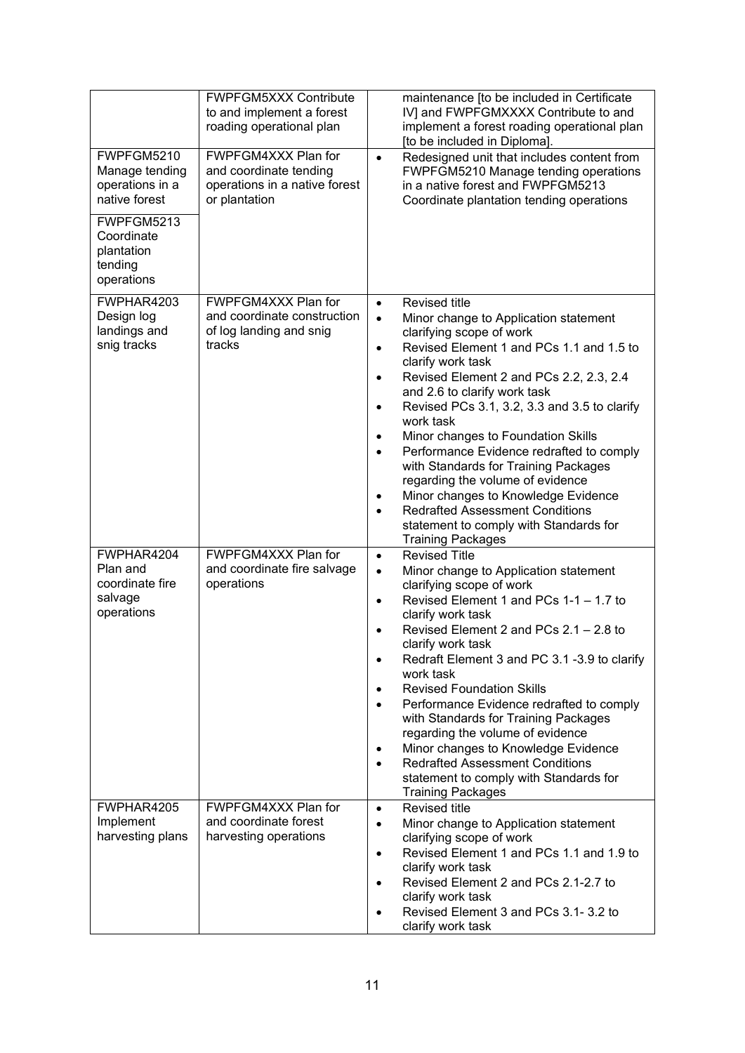| | | |
|---|---|---|
| | FWPFGM5XXX Contribute to and implement a forest roading operational plan | maintenance [to be included in Certificate IV] and FWPFGMXXXX Contribute to and implement a forest roading operational plan [to be included in Diploma]. |
| FWPFGM5210 Manage tending operations in a native forest<br><br>FWPFGM5213 Coordinate plantation tending operations | FWPFGM4XXX Plan for and coordinate tending operations in a native forest or plantation | • Redesigned unit that includes content from FWPFGM5210 Manage tending operations in a native forest and FWPFGM5213 Coordinate plantation tending operations |
| FWPHAR4203 Design log landings and snig tracks | FWPFGM4XXX Plan for and coordinate construction of log landing and snig tracks | • Revised title<br>• Minor change to Application statement clarifying scope of work<br>• Revised Element 1 and PCs 1.1 and 1.5 to clarify work task<br>• Revised Element 2 and PCs 2.2, 2.3, 2.4 and 2.6 to clarify work task<br>• Revised PCs 3.1, 3.2, 3.3 and 3.5 to clarify work task<br>• Minor changes to Foundation Skills<br>• Performance Evidence redrafted to comply with Standards for Training Packages regarding the volume of evidence<br>• Minor changes to Knowledge Evidence<br>• Redrafted Assessment Conditions statement to comply with Standards for Training Packages |
| FWPHAR4204 Plan and coordinate fire salvage operations | FWPFGM4XXX Plan for and coordinate fire salvage operations | • Revised Title<br>• Minor change to Application statement clarifying scope of work<br>• Revised Element 1 and PCs 1-1 – 1.7 to clarify work task<br>• Revised Element 2 and PCs 2.1 – 2.8 to clarify work task<br>• Redraft Element 3 and PC 3.1 -3.9 to clarify work task<br>• Revised Foundation Skills<br>• Performance Evidence redrafted to comply with Standards for Training Packages regarding the volume of evidence<br>• Minor changes to Knowledge Evidence<br>• Redrafted Assessment Conditions statement to comply with Standards for Training Packages |
| FWPHAR4205 Implement harvesting plans | FWPFGM4XXX Plan for and coordinate forest harvesting operations | • Revised title<br>• Minor change to Application statement clarifying scope of work<br>• Revised Element 1 and PCs 1.1 and 1.9 to clarify work task<br>• Revised Element 2 and PCs 2.1-2.7 to clarify work task<br>• Revised Element 3 and PCs 3.1- 3.2 to clarify work task |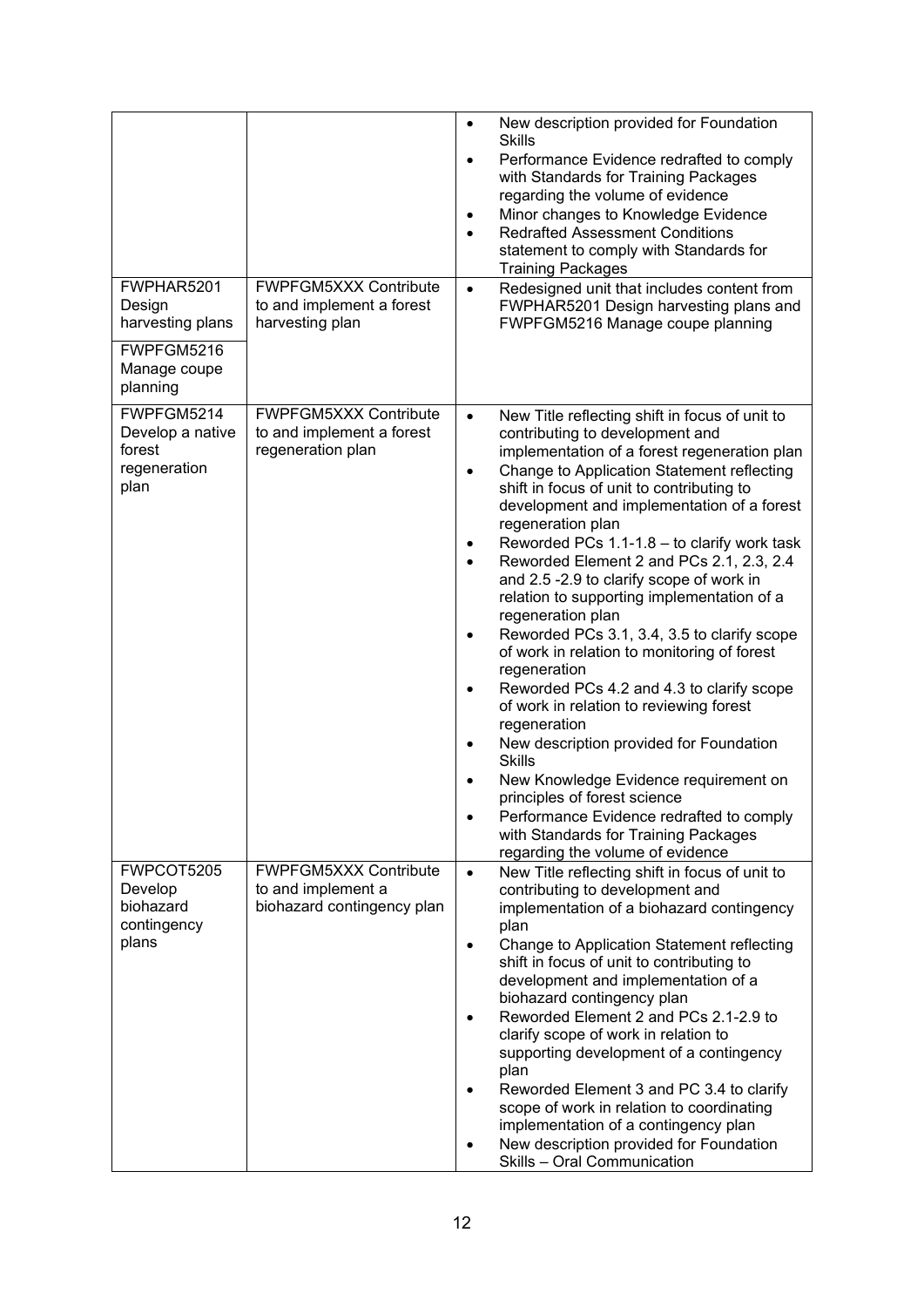| | | |
|---|---|---|
| | | • New description provided for Foundation Skills<br>• Performance Evidence redrafted to comply with Standards for Training Packages regarding the volume of evidence<br>• Minor changes to Knowledge Evidence<br>• Redrafted Assessment Conditions statement to comply with Standards for Training Packages |
| FWPHAR5201 Design harvesting plans<br><br>FWPFGM5216 Manage coupe planning | FWPFGM5XXX Contribute to and implement a forest harvesting plan | • Redesigned unit that includes content from FWPHAR5201 Design harvesting plans and FWPFGM5216 Manage coupe planning |
| FWPFGM5214 Develop a native forest regeneration plan | FWPFGM5XXX Contribute to and implement a forest regeneration plan | • New Title reflecting shift in focus of unit to contributing to development and implementation of a forest regeneration plan<br>• Change to Application Statement reflecting shift in focus of unit to contributing to development and implementation of a forest regeneration plan<br>• Reworded PCs 1.1-1.8 – to clarify work task<br>• Reworded Element 2 and PCs 2.1, 2.3, 2.4 and 2.5 -2.9 to clarify scope of work in relation to supporting implementation of a regeneration plan<br>• Reworded PCs 3.1, 3.4, 3.5 to clarify scope of work in relation to monitoring of forest regeneration<br>• Reworded PCs 4.2 and 4.3 to clarify scope of work in relation to reviewing forest regeneration<br>• New description provided for Foundation Skills<br>• New Knowledge Evidence requirement on principles of forest science<br>• Performance Evidence redrafted to comply with Standards for Training Packages regarding the volume of evidence |
| FWPCOT5205 Develop biohazard contingency plans | FWPFGM5XXX Contribute to and implement a biohazard contingency plan | • New Title reflecting shift in focus of unit to contributing to development and implementation of a biohazard contingency plan<br>• Change to Application Statement reflecting shift in focus of unit to contributing to development and implementation of a biohazard contingency plan<br>• Reworded Element 2 and PCs 2.1-2.9 to clarify scope of work in relation to supporting development of a contingency plan<br>• Reworded Element 3 and PC 3.4 to clarify scope of work in relation to coordinating implementation of a contingency plan<br>• New description provided for Foundation Skills – Oral Communication |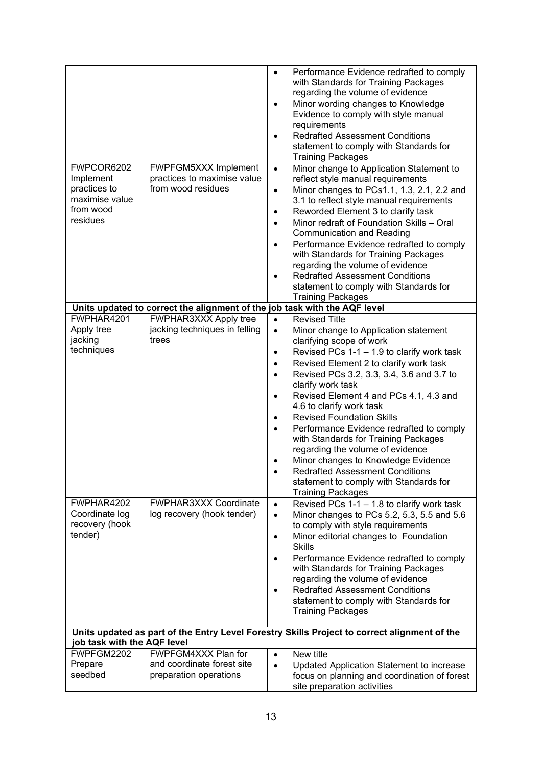| | | |
|---|---|---|
| | | • Performance Evidence redrafted to comply with Standards for Training Packages regarding the volume of evidence<br>• Minor wording changes to Knowledge Evidence to comply with style manual requirements<br>• Redrafted Assessment Conditions statement to comply with Standards for Training Packages |
| FWPCOR6202 Implement practices to maximise value from wood residues | FWPFGM5XXX Implement practices to maximise value from wood residues | • Minor change to Application Statement to reflect style manual requirements<br>• Minor changes to PCs1.1, 1.3, 2.1, 2.2 and 3.1 to reflect style manual requirements<br>• Reworded Element 3 to clarify task<br>• Minor redraft of Foundation Skills – Oral Communication and Reading<br>• Performance Evidence redrafted to comply with Standards for Training Packages regarding the volume of evidence<br>• Redrafted Assessment Conditions statement to comply with Standards for Training Packages |
| **Units updated to correct the alignment of the job task with the AQF level** | | |
| FWPHAR4201 Apply tree jacking techniques | FWPHAR3XXX Apply tree jacking techniques in felling trees | • Revised Title<br>• Minor change to Application statement clarifying scope of work<br>• Revised PCs 1-1 – 1.9 to clarify work task<br>• Revised Element 2 to clarify work task<br>• Revised PCs 3.2, 3.3, 3.4, 3.6 and 3.7 to clarify work task<br>• Revised Element 4 and PCs 4.1, 4.3 and 4.6 to clarify work task<br>• Revised Foundation Skills<br>• Performance Evidence redrafted to comply with Standards for Training Packages regarding the volume of evidence<br>• Minor changes to Knowledge Evidence<br>• Redrafted Assessment Conditions statement to comply with Standards for Training Packages |
| FWPHAR4202 Coordinate log recovery (hook tender) | FWPHAR3XXX Coordinate log recovery (hook tender) | • Revised PCs 1-1 – 1.8 to clarify work task<br>• Minor changes to PCs 5.2, 5.3, 5.5 and 5.6 to comply with style requirements<br>• Minor editorial changes to Foundation Skills<br>• Performance Evidence redrafted to comply with Standards for Training Packages regarding the volume of evidence<br>• Redrafted Assessment Conditions statement to comply with Standards for Training Packages |
| **Units updated as part of the Entry Level Forestry Skills Project to correct alignment of the job task with the AQF level** | | |
| FWPFGM2202 Prepare seedbed | FWPFGM4XXX Plan for and coordinate forest site preparation operations | • New title<br>• Updated Application Statement to increase focus on planning and coordination of forest site preparation activities |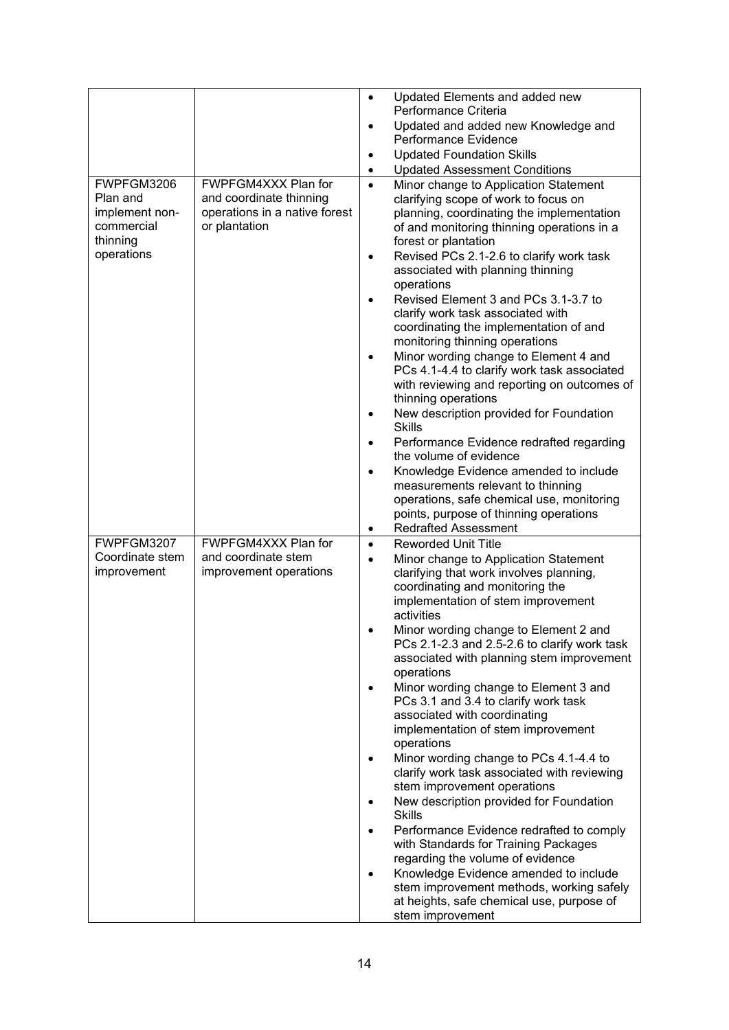| | | |
|---|---|---|
| | | • Updated Elements and added new Performance Criteria<br>• Updated and added new Knowledge and Performance Evidence<br>• Updated Foundation Skills<br>• Updated Assessment Conditions |
| FWPFGM3206 Plan and implement non-commercial thinning operations | FWPFGM4XXX Plan for and coordinate thinning operations in a native forest or plantation | • Minor change to Application Statement clarifying scope of work to focus on planning, coordinating the implementation of and monitoring thinning operations in a forest or plantation<br>• Revised PCs 2.1-2.6 to clarify work task associated with planning thinning operations<br>• Revised Element 3 and PCs 3.1-3.7 to clarify work task associated with coordinating the implementation of and monitoring thinning operations<br>• Minor wording change to Element 4 and PCs 4.1-4.4 to clarify work task associated with reviewing and reporting on outcomes of thinning operations<br>• New description provided for Foundation Skills<br>• Performance Evidence redrafted regarding the volume of evidence<br>• Knowledge Evidence amended to include measurements relevant to thinning operations, safe chemical use, monitoring points, purpose of thinning operations<br>• Redrafted Assessment |
| FWPFGM3207 Coordinate stem improvement | FWPFGM4XXX Plan for and coordinate stem improvement operations | • Reworded Unit Title<br>• Minor change to Application Statement clarifying that work involves planning, coordinating and monitoring the implementation of stem improvement activities<br>• Minor wording change to Element 2 and PCs 2.1-2.3 and 2.5-2.6 to clarify work task associated with planning stem improvement operations<br>• Minor wording change to Element 3 and PCs 3.1 and 3.4 to clarify work task associated with coordinating implementation of stem improvement operations<br>• Minor wording change to PCs 4.1-4.4 to clarify work task associated with reviewing stem improvement operations<br>• New description provided for Foundation Skills<br>• Performance Evidence redrafted to comply with Standards for Training Packages regarding the volume of evidence<br>• Knowledge Evidence amended to include stem improvement methods, working safely at heights, safe chemical use, purpose of stem improvement |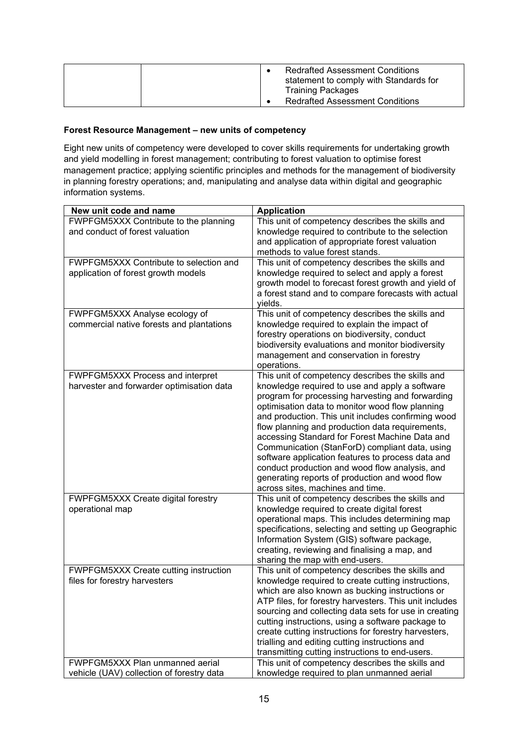| | | <ul><li>Redrafted Assessment Conditions statement to comply with Standards for Training Packages</li><li>Redrafted Assessment Conditions</li></ul> |
|---|---|---|

**Forest Resource Management – new units of competency**

Eight new units of competency were developed to cover skills requirements for undertaking growth and yield modelling in forest management; contributing to forest valuation to optimise forest management practice; applying scientific principles and methods for the management of biodiversity in planning forestry operations; and, manipulating and analyse data within digital and geographic information systems.

| New unit code and name | Application |
|---|---|
| FWPFGM5XXX Contribute to the planning and conduct of forest valuation | This unit of competency describes the skills and knowledge required to contribute to the selection and application of appropriate forest valuation methods to value forest stands. |
| FWPFGM5XXX Contribute to selection and application of forest growth models | This unit of competency describes the skills and knowledge required to select and apply a forest growth model to forecast forest growth and yield of a forest stand and to compare forecasts with actual yields. |
| FWPFGM5XXX Analyse ecology of commercial native forests and plantations | This unit of competency describes the skills and knowledge required to explain the impact of forestry operations on biodiversity, conduct biodiversity evaluations and monitor biodiversity management and conservation in forestry operations. |
| FWPFGM5XXX Process and interpret harvester and forwarder optimisation data | This unit of competency describes the skills and knowledge required to use and apply a software program for processing harvesting and forwarding optimisation data to monitor wood flow planning and production. This unit includes confirming wood flow planning and production data requirements, accessing Standard for Forest Machine Data and Communication (StanForD) compliant data, using software application features to process data and conduct production and wood flow analysis, and generating reports of production and wood flow across sites, machines and time. |
| FWPFGM5XXX Create digital forestry operational map | This unit of competency describes the skills and knowledge required to create digital forest operational maps. This includes determining map specifications, selecting and setting up Geographic Information System (GIS) software package, creating, reviewing and finalising a map, and sharing the map with end-users. |
| FWPFGM5XXX Create cutting instruction files for forestry harvesters | This unit of competency describes the skills and knowledge required to create cutting instructions, which are also known as bucking instructions or ATP files, for forestry harvesters. This unit includes sourcing and collecting data sets for use in creating cutting instructions, using a software package to create cutting instructions for forestry harvesters, trialling and editing cutting instructions and transmitting cutting instructions to end-users. |
| FWPFGM5XXX Plan unmanned aerial vehicle (UAV) collection of forestry data | This unit of competency describes the skills and knowledge required to plan unmanned aerial |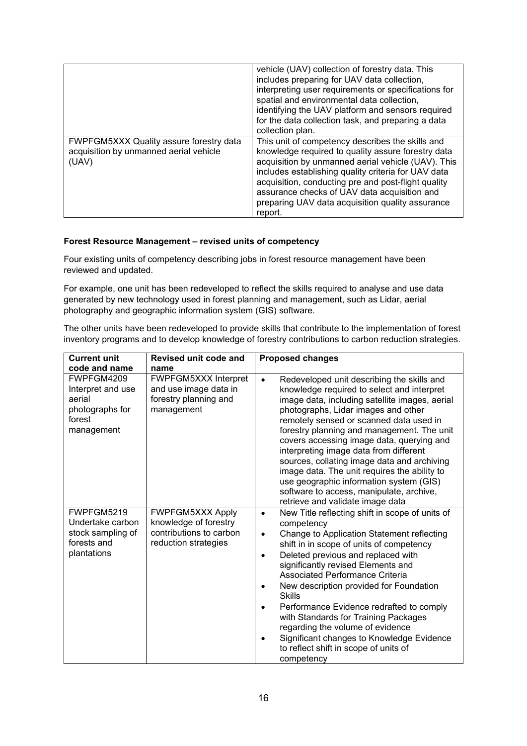| | |
|---|---|
| | vehicle (UAV) collection of forestry data. This includes preparing for UAV data collection, interpreting user requirements or specifications for spatial and environmental data collection, identifying the UAV platform and sensors required for the data collection task, and preparing a data collection plan. |
| FWPFGM5XXX Quality assure forestry data acquisition by unmanned aerial vehicle (UAV) | This unit of competency describes the skills and knowledge required to quality assure forestry data acquisition by unmanned aerial vehicle (UAV). This includes establishing quality criteria for UAV data acquisition, conducting pre and post-flight quality assurance checks of UAV data acquisition and preparing UAV data acquisition quality assurance report. |

**Forest Resource Management – revised units of competency**

Four existing units of competency describing jobs in forest resource management have been reviewed and updated.

For example, one unit has been redeveloped to reflect the skills required to analyse and use data generated by new technology used in forest planning and management, such as Lidar, aerial photography and geographic information system (GIS) software.

The other units have been redeveloped to provide skills that contribute to the implementation of forest inventory programs and to develop knowledge of forestry contributions to carbon reduction strategies.

| Current unit code and name | Revised unit code and name | Proposed changes |
|---|---|---|
| FWPFGM4209 Interpret and use aerial photographs for forest management | FWPFGM5XXX Interpret and use image data in forestry planning and management | • Redeveloped unit describing the skills and knowledge required to select and interpret image data, including satellite images, aerial photographs, Lidar images and other remotely sensed or scanned data used in forestry planning and management. The unit covers accessing image data, querying and interpreting image data from different sources, collating image data and archiving image data. The unit requires the ability to use geographic information system (GIS) software to access, manipulate, archive, retrieve and validate image data |
| FWPFGM5219 Undertake carbon stock sampling of forests and plantations | FWPFGM5XXX Apply knowledge of forestry contributions to carbon reduction strategies | • New Title reflecting shift in scope of units of competency<br>• Change to Application Statement reflecting shift in in scope of units of competency<br>• Deleted previous and replaced with significantly revised Elements and Associated Performance Criteria<br>• New description provided for Foundation Skills<br>• Performance Evidence redrafted to comply with Standards for Training Packages regarding the volume of evidence<br>• Significant changes to Knowledge Evidence to reflect shift in scope of units of competency |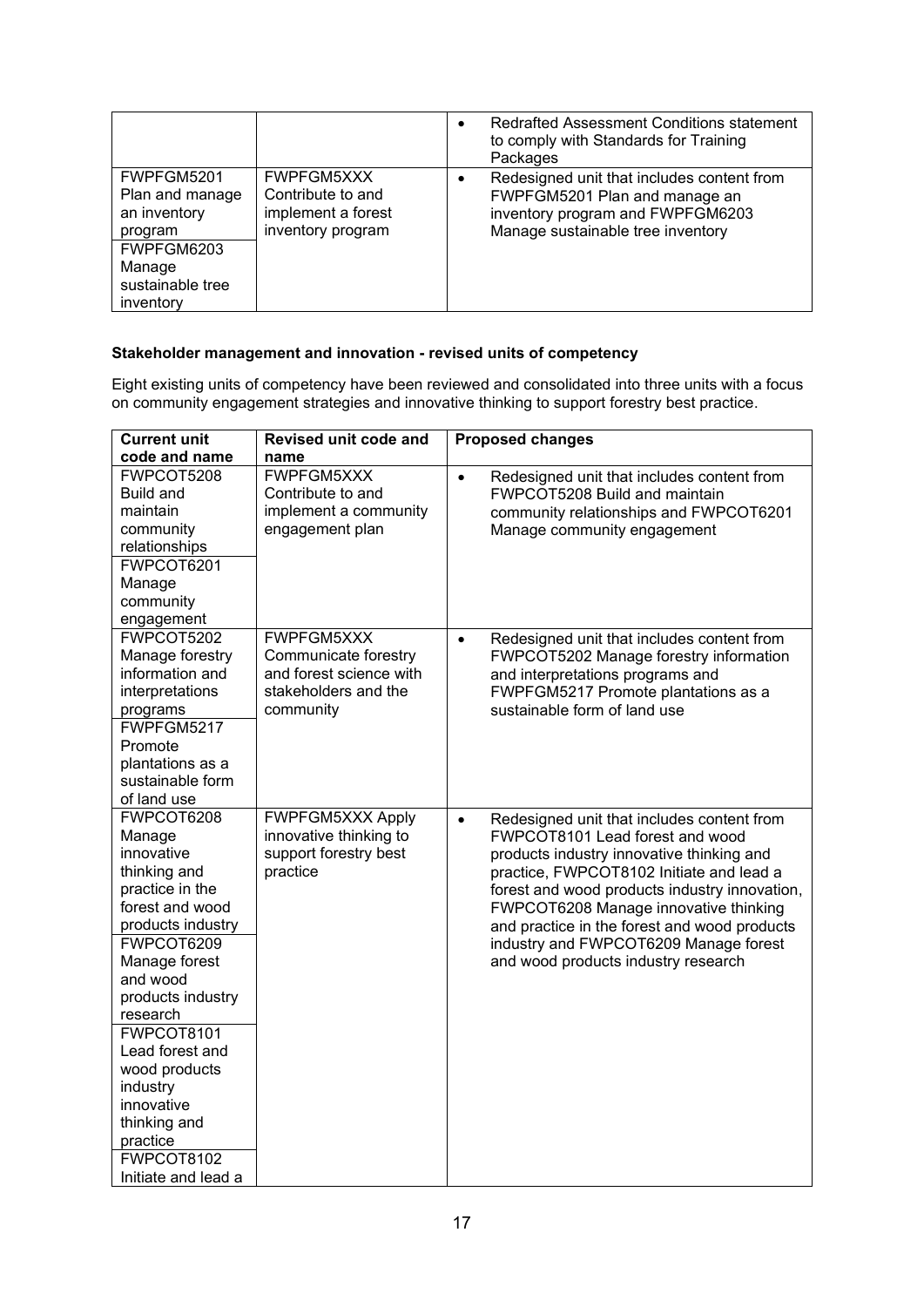| | | • Redrafted Assessment Conditions statement to comply with Standards for Training Packages |
|---|---|---|
| FWPFGM5201 Plan and manage an inventory program<br>FWPFGM6203 Manage sustainable tree inventory | FWPFGM5XXX Contribute to and implement a forest inventory program | • Redesigned unit that includes content from FWPFGM5201 Plan and manage an inventory program and FWPFGM6203 Manage sustainable tree inventory |

**Stakeholder management and innovation - revised units of competency**

Eight existing units of competency have been reviewed and consolidated into three units with a focus on community engagement strategies and innovative thinking to support forestry best practice.

| Current unit code and name | Revised unit code and name | Proposed changes |
|---|---|---|
| FWPCOT5208 Build and maintain community relationships<br>FWPCOT6201 Manage community engagement | FWPFGM5XXX Contribute to and implement a community engagement plan | • Redesigned unit that includes content from FWPCOT5208 Build and maintain community relationships and FWPCOT6201 Manage community engagement |
| FWPCOT5202 Manage forestry information and interpretations programs<br>FWPFGM5217 Promote plantations as a sustainable form of land use | FWPFGM5XXX Communicate forestry and forest science with stakeholders and the community | • Redesigned unit that includes content from FWPCOT5202 Manage forestry information and interpretations programs and FWPFGM5217 Promote plantations as a sustainable form of land use |
| FWPCOT6208 Manage innovative thinking and practice in the forest and wood products industry<br>FWPCOT6209 Manage forest and wood products industry research<br>FWPCOT8101 Lead forest and wood products industry innovative thinking and practice<br>FWPCOT8102 Initiate and lead a | FWPFGM5XXX Apply innovative thinking to support forestry best practice | • Redesigned unit that includes content from FWPCOT8101 Lead forest and wood products industry innovative thinking and practice, FWPCOT8102 Initiate and lead a forest and wood products industry innovation, FWPCOT6208 Manage innovative thinking and practice in the forest and wood products industry and FWPCOT6209 Manage forest and wood products industry research |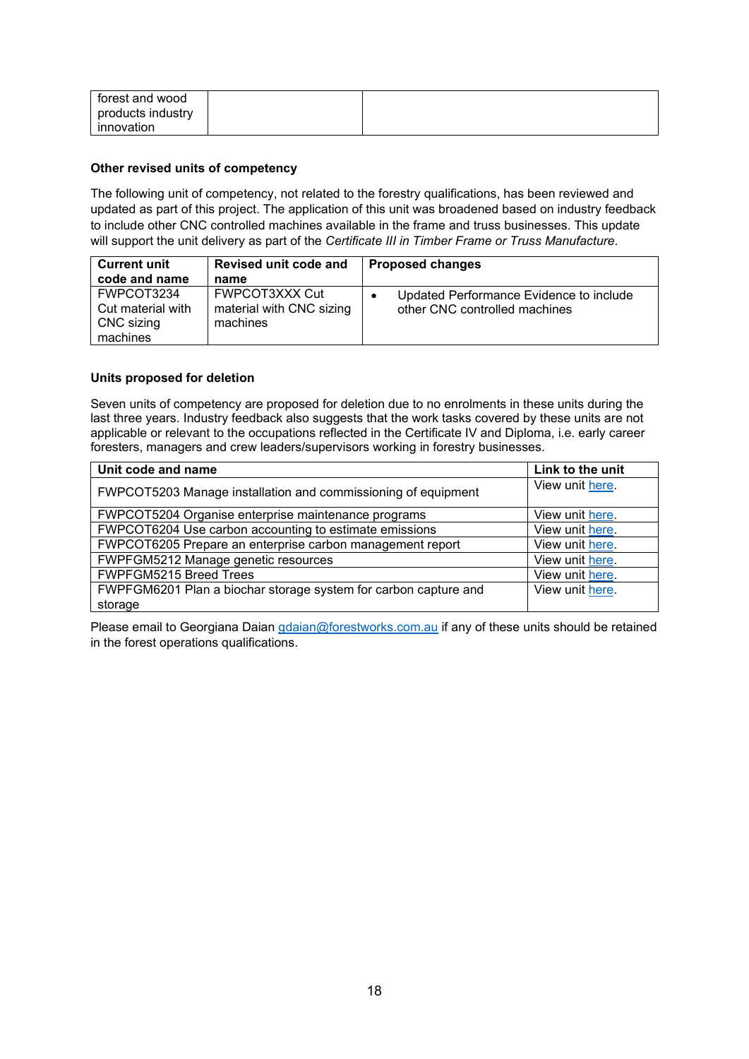| | | |
|---|---|---|
| forest and wood products industry innovation | | |

**Other revised units of competency**

The following unit of competency, not related to the forestry qualifications, has been reviewed and updated as part of this project. The application of this unit was broadened based on industry feedback to include other CNC controlled machines available in the frame and truss businesses. This update will support the unit delivery as part of the *Certificate III in Timber Frame or Truss Manufacture*.

| Current unit code and name | Revised unit code and name | Proposed changes |
|---|---|---|
| FWPCOT3234 Cut material with CNC sizing machines | FWPCOT3XXX Cut material with CNC sizing machines | • Updated Performance Evidence to include other CNC controlled machines |

**Units proposed for deletion**

Seven units of competency are proposed for deletion due to no enrolments in these units during the last three years. Industry feedback also suggests that the work tasks covered by these units are not applicable or relevant to the occupations reflected in the Certificate IV and Diploma, i.e. early career foresters, managers and crew leaders/supervisors working in forestry businesses.

| Unit code and name | Link to the unit |
|---|---|
| FWPCOT5203 Manage installation and commissioning of equipment | View unit here. |
| FWPCOT5204 Organise enterprise maintenance programs | View unit here. |
| FWPCOT6204 Use carbon accounting to estimate emissions | View unit here. |
| FWPCOT6205 Prepare an enterprise carbon management report | View unit here. |
| FWPFGM5212 Manage genetic resources | View unit here. |
| FWPFGM5215 Breed Trees | View unit here. |
| FWPFGM6201 Plan a biochar storage system for carbon capture and storage | View unit here. |

Please email to Georgiana Daian gdaian@forestworks.com.au if any of these units should be retained in the forest operations qualifications.